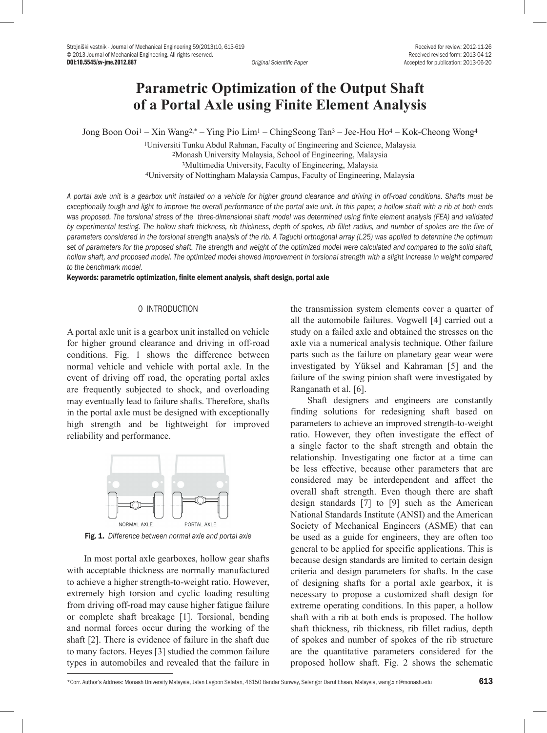# Parametric Optimization of the Output Shaft of a Portal Axle using Finite Element Analysis

Jong Boon Ooi[1] – Xin Wang[2,*] – Ying Pio Lim[1] – ChingSeong Tan[3] – Jee-Hou Ho[4] – Kok-Cheong Wong[4]

[1]Universiti Tunku Abdul Rahman, Faculty of Engineering and Science, Malaysia
[2]Monash University Malaysia, School of Engineering, Malaysia
[3]Multimedia University, Faculty of Engineering, Malaysia
[4]University of Nottingham Malaysia Campus, Faculty of Engineering, Malaysia

*A portal axle unit is a gearbox unit installed on a vehicle for higher ground clearance and driving in off-road conditions. Shafts must be exceptionally tough and light to improve the overall performance of the portal axle unit. In this paper, a hollow shaft with a rib at both ends was proposed. The torsional stress of the three-dimensional shaft model was determined using finite element analysis (FEA) and validated by experimental testing. The hollow shaft thickness, rib thickness, depth of spokes, rib fillet radius, and number of spokes are the five of parameters considered in the torsional strength analysis of the rib. A Taguchi orthogonal array (L25) was applied to determine the optimum set of parameters for the proposed shaft. The strength and weight of the optimized model were calculated and compared to the solid shaft, hollow shaft, and proposed model. The optimized model showed improvement in torsional strength with a slight increase in weight compared to the benchmark model.*

**Keywords: parametric optimization, finite element analysis, shaft design, portal axle**

## 0 INTRODUCTION

A portal axle unit is a gearbox unit installed on vehicle for higher ground clearance and driving in off-road conditions. Fig. 1 shows the difference between normal vehicle and vehicle with portal axle. In the event of driving off road, the operating portal axles are frequently subjected to shock, and overloading may eventually lead to failure shafts. Therefore, shafts in the portal axle must be designed with exceptionally high strength and be lightweight for improved reliability and performance.

**Fig. 1.** *Difference between normal axle and portal axle*

In most portal axle gearboxes, hollow gear shafts with acceptable thickness are normally manufactured to achieve a higher strength-to-weight ratio. However, extremely high torsion and cyclic loading resulting from driving off-road may cause higher fatigue failure or complete shaft breakage [1]. Torsional, bending and normal forces occur during the working of the shaft [2]. There is evidence of failure in the shaft due to many factors. Heyes [3] studied the common failure types in automobiles and revealed that the failure in the transmission system elements cover a quarter of all the automobile failures. Vogwell [4] carried out a study on a failed axle and obtained the stresses on the axle via a numerical analysis technique. Other failure parts such as the failure on planetary gear wear were investigated by Yüksel and Kahraman [5] and the failure of the swing pinion shaft were investigated by Ranganath et al. [6].

Shaft designers and engineers are constantly finding solutions for redesigning shaft based on parameters to achieve an improved strength-to-weight ratio. However, they often investigate the effect of a single factor to the shaft strength and obtain the relationship. Investigating one factor at a time can be less effective, because other parameters that are considered may be interdependent and affect the overall shaft strength. Even though there are shaft design standards [7] to [9] such as the American National Standards Institute (ANSI) and the American Society of Mechanical Engineers (ASME) that can be used as a guide for engineers, they are often too general to be applied for specific applications. This is because design standards are limited to certain design criteria and design parameters for shafts. In the case of designing shafts for a portal axle gearbox, it is necessary to propose a customized shaft design for extreme operating conditions. In this paper, a hollow shaft with a rib at both ends is proposed. The hollow shaft thickness, rib thickness, rib fillet radius, depth of spokes and number of spokes of the rib structure are the quantitative parameters considered for the proposed hollow shaft. Fig. 2 shows the schematic

*Corr. Author's Address: Monash University Malaysia, Jalan Lagoon Selatan, 46150 Bandar Sunway, Selangor Darul Ehsan, Malaysia, wang.xin@monash.edu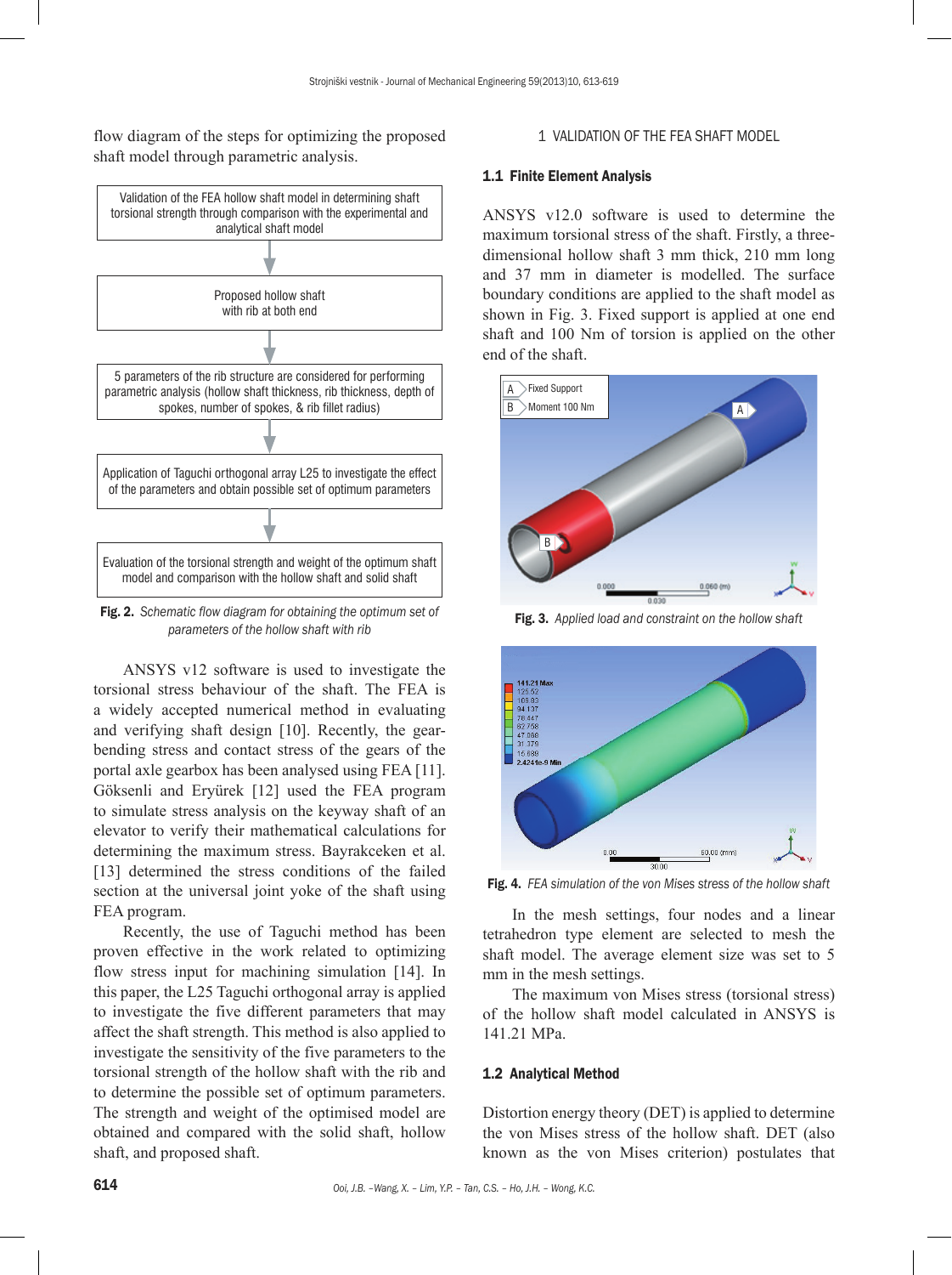flow diagram of the steps for optimizing the proposed shaft model through parametric analysis.

Validation of the FEA hollow shaft model in determining shaft torsional strength through comparison with the experimental and analytical shaft model

Proposed hollow shaft with rib at both end

5 parameters of the rib structure are considered for performing parametric analysis (hollow shaft thickness, rib thickness, depth of spokes, number of spokes, & rib fillet radius)

Application of Taguchi orthogonal array L25 to investigate the effect of the parameters and obtain possible set of optimum parameters

Evaluation of the torsional strength and weight of the optimum shaft model and comparison with the hollow shaft and solid shaft

**Fig. 2.** *Schematic flow diagram for obtaining the optimum set of parameters of the hollow shaft with rib*

ANSYS v12 software is used to investigate the torsional stress behaviour of the shaft. The FEA is a widely accepted numerical method in evaluating and verifying shaft design [10]. Recently, the gear-bending stress and contact stress of the gears of the portal axle gearbox has been analysed using FEA [11]. Göksenli and Eryürek [12] used the FEA program to simulate stress analysis on the keyway shaft of an elevator to verify their mathematical calculations for determining the maximum stress. Bayrakceken et al. [13] determined the stress conditions of the failed section at the universal joint yoke of the shaft using FEA program.

Recently, the use of Taguchi method has been proven effective in the work related to optimizing flow stress input for machining simulation [14]. In this paper, the L25 Taguchi orthogonal array is applied to investigate the five different parameters that may affect the shaft strength. This method is also applied to investigate the sensitivity of the five parameters to the torsional strength of the hollow shaft with the rib and to determine the possible set of optimum parameters. The strength and weight of the optimised model are obtained and compared with the solid shaft, hollow shaft, and proposed shaft.

## 1 VALIDATION OF THE FEA SHAFT MODEL

### 1.1 Finite Element Analysis

ANSYS v12.0 software is used to determine the maximum torsional stress of the shaft. Firstly, a three-dimensional hollow shaft 3 mm thick, 210 mm long and 37 mm in diameter is modelled. The surface boundary conditions are applied to the shaft model as shown in Fig. 3. Fixed support is applied at one end shaft and 100 Nm of torsion is applied on the other end of the shaft.

**Fig. 3.** *Applied load and constraint on the hollow shaft*

**Fig. 4.** *FEA simulation of the von Mises stress of the hollow shaft*

In the mesh settings, four nodes and a linear tetrahedron type element are selected to mesh the shaft model. The average element size was set to 5 mm in the mesh settings.

The maximum von Mises stress (torsional stress) of the hollow shaft model calculated in ANSYS is 141.21 MPa.

### 1.2 Analytical Method

Distortion energy theory (DET) is applied to determine the von Mises stress of the hollow shaft. DET (also known as the von Mises criterion) postulates that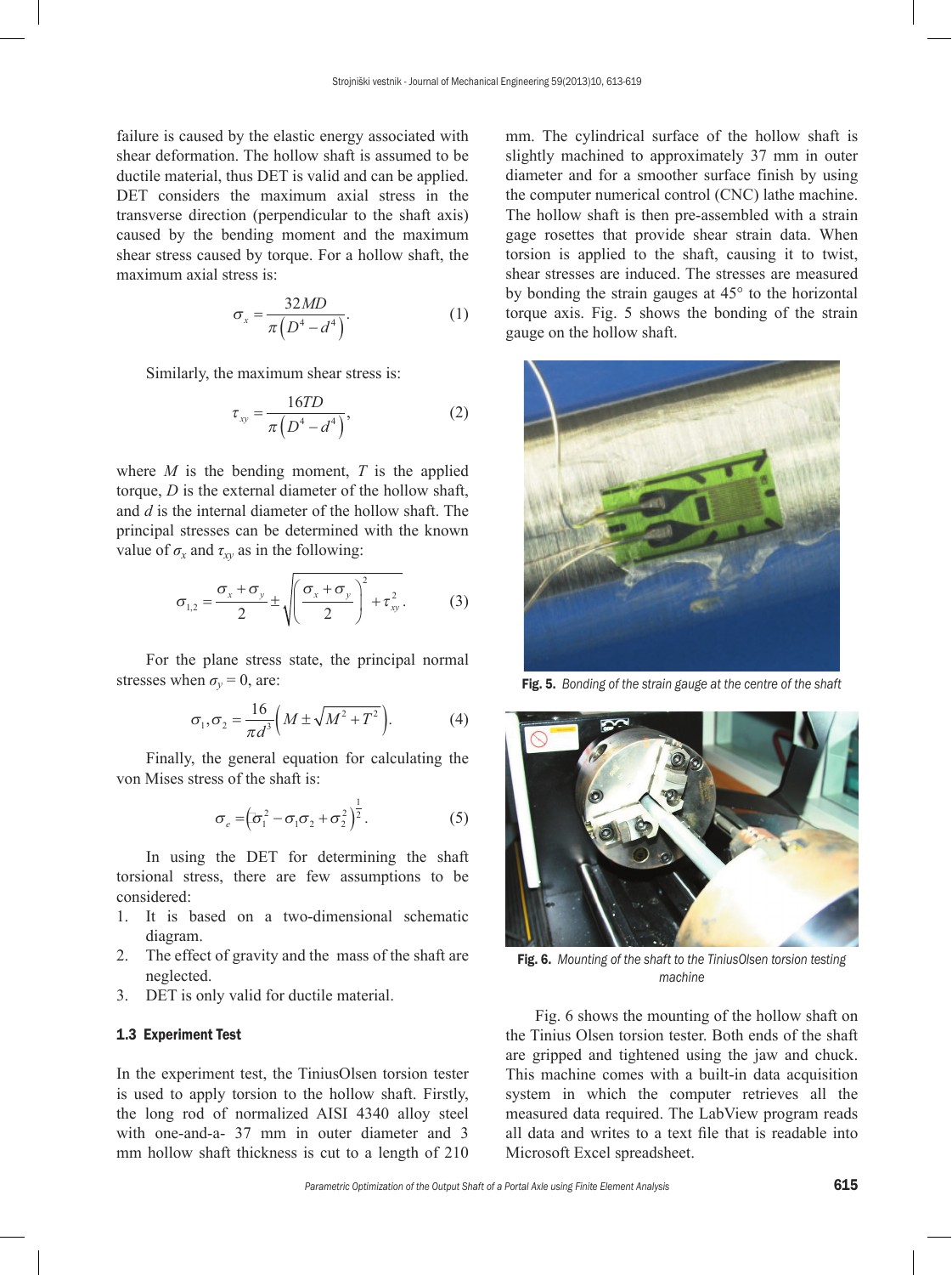failure is caused by the elastic energy associated with shear deformation. The hollow shaft is assumed to be ductile material, thus DET is valid and can be applied. DET considers the maximum axial stress in the transverse direction (perpendicular to the shaft axis) caused by the bending moment and the maximum shear stress caused by torque. For a hollow shaft, the maximum axial stress is:

$$\sigma_x = \frac{32MD}{\pi\left(D^4 - d^4\right)}. \tag{1}$$

Similarly, the maximum shear stress is:

$$\tau_{xy} = \frac{16TD}{\pi\left(D^4 - d^4\right)}, \tag{2}$$

where $M$ is the bending moment, $T$ is the applied torque, $D$ is the external diameter of the hollow shaft, and $d$ is the internal diameter of the hollow shaft. The principal stresses can be determined with the known value of $\sigma_x$ and $\tau_{xy}$ as in the following:

$$\sigma_{1,2} = \frac{\sigma_x + \sigma_y}{2} \pm \sqrt{\left(\frac{\sigma_x + \sigma_y}{2}\right)^2 + \tau_{xy}^2}. \tag{3}$$

For the plane stress state, the principal normal stresses when $\sigma_y = 0$, are:

$$\sigma_1, \sigma_2 = \frac{16}{\pi d^3}\left(M \pm \sqrt{M^2 + T^2}\right). \tag{4}$$

Finally, the general equation for calculating the von Mises stress of the shaft is:

$$\sigma_e = \left(\sigma_1^2 - \sigma_1\sigma_2 + \sigma_2^2\right)^{\frac{1}{2}}. \tag{5}$$

In using the DET for determining the shaft torsional stress, there are few assumptions to be considered:

1. It is based on a two-dimensional schematic diagram.
2. The effect of gravity and the mass of the shaft are neglected.
3. DET is only valid for ductile material.

### 1.3 Experiment Test

In the experiment test, the TiniusOlsen torsion tester is used to apply torsion to the hollow shaft. Firstly, the long rod of normalized AISI 4340 alloy steel with one-and-a- 37 mm in outer diameter and 3 mm hollow shaft thickness is cut to a length of 210 mm. The cylindrical surface of the hollow shaft is slightly machined to approximately 37 mm in outer diameter and for a smoother surface finish by using the computer numerical control (CNC) lathe machine. The hollow shaft is then pre-assembled with a strain gage rosettes that provide shear strain data. When torsion is applied to the shaft, causing it to twist, shear stresses are induced. The stresses are measured by bonding the strain gauges at 45° to the horizontal torque axis. Fig. 5 shows the bonding of the strain gauge on the hollow shaft.

**Fig. 5.** *Bonding of the strain gauge at the centre of the shaft*

**Fig. 6.** *Mounting of the shaft to the TiniusOlsen torsion testing machine*

Fig. 6 shows the mounting of the hollow shaft on the Tinius Olsen torsion tester. Both ends of the shaft are gripped and tightened using the jaw and chuck. This machine comes with a built-in data acquisition system in which the computer retrieves all the measured data required. The LabView program reads all data and writes to a text file that is readable into Microsoft Excel spreadsheet.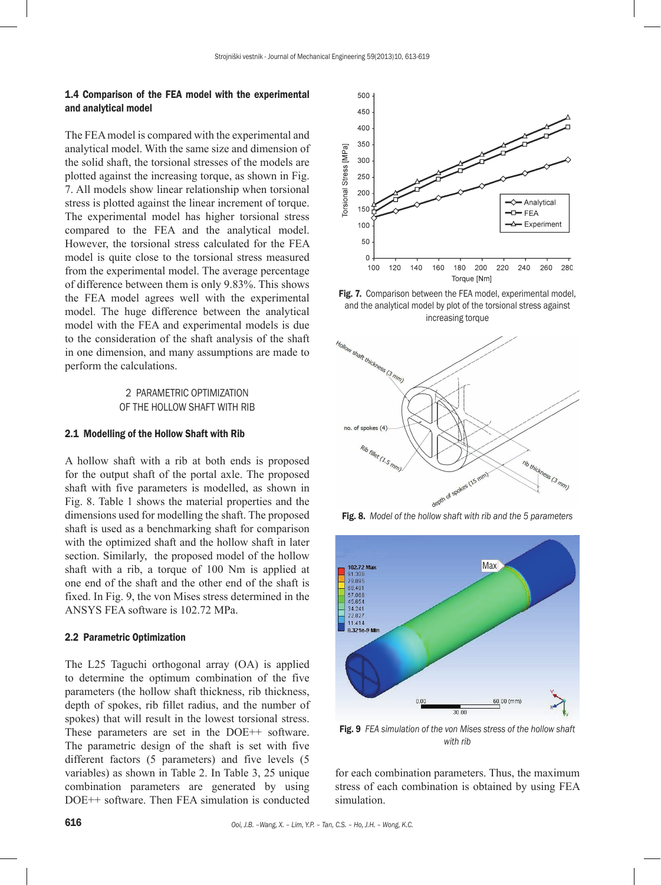### 1.4 Comparison of the FEA model with the experimental and analytical model

The FEA model is compared with the experimental and analytical model. With the same size and dimension of the solid shaft, the torsional stresses of the models are plotted against the increasing torque, as shown in Fig. 7. All models show linear relationship when torsional stress is plotted against the linear increment of torque. The experimental model has higher torsional stress compared to the FEA and the analytical model. However, the torsional stress calculated for the FEA model is quite close to the torsional stress measured from the experimental model. The average percentage of difference between them is only 9.83%. This shows the FEA model agrees well with the experimental model. The huge difference between the analytical model with the FEA and experimental models is due to the consideration of the shaft analysis of the shaft in one dimension, and many assumptions are made to perform the calculations.

**Fig. 7.** Comparison between the FEA model, experimental model, and the analytical model by plot of the torsional stress against increasing torque

## 2 PARAMETRIC OPTIMIZATION OF THE HOLLOW SHAFT WITH RIB

### 2.1 Modelling of the Hollow Shaft with Rib

A hollow shaft with a rib at both ends is proposed for the output shaft of the portal axle. The proposed shaft with five parameters is modelled, as shown in Fig. 8. Table 1 shows the material properties and the dimensions used for modelling the shaft. The proposed shaft is used as a benchmarking shaft for comparison with the optimized shaft and the hollow shaft in later section. Similarly, the proposed model of the hollow shaft with a rib, a torque of 100 Nm is applied at one end of the shaft and the other end of the shaft is fixed. In Fig. 9, the von Mises stress determined in the ANSYS FEA software is 102.72 MPa.

**Fig. 8.** *Model of the hollow shaft with rib and the 5 parameters*

**Fig. 9** *FEA simulation of the von Mises stress of the hollow shaft with rib*

### 2.2 Parametric Optimization

The L25 Taguchi orthogonal array (OA) is applied to determine the optimum combination of the five parameters (the hollow shaft thickness, rib thickness, depth of spokes, rib fillet radius, and the number of spokes) that will result in the lowest torsional stress. These parameters are set in the DOE++ software. The parametric design of the shaft is set with five different factors (5 parameters) and five levels (5 variables) as shown in Table 2. In Table 3, 25 unique combination parameters are generated by using DOE++ software. Then FEA simulation is conducted for each combination parameters. Thus, the maximum stress of each combination is obtained by using FEA simulation.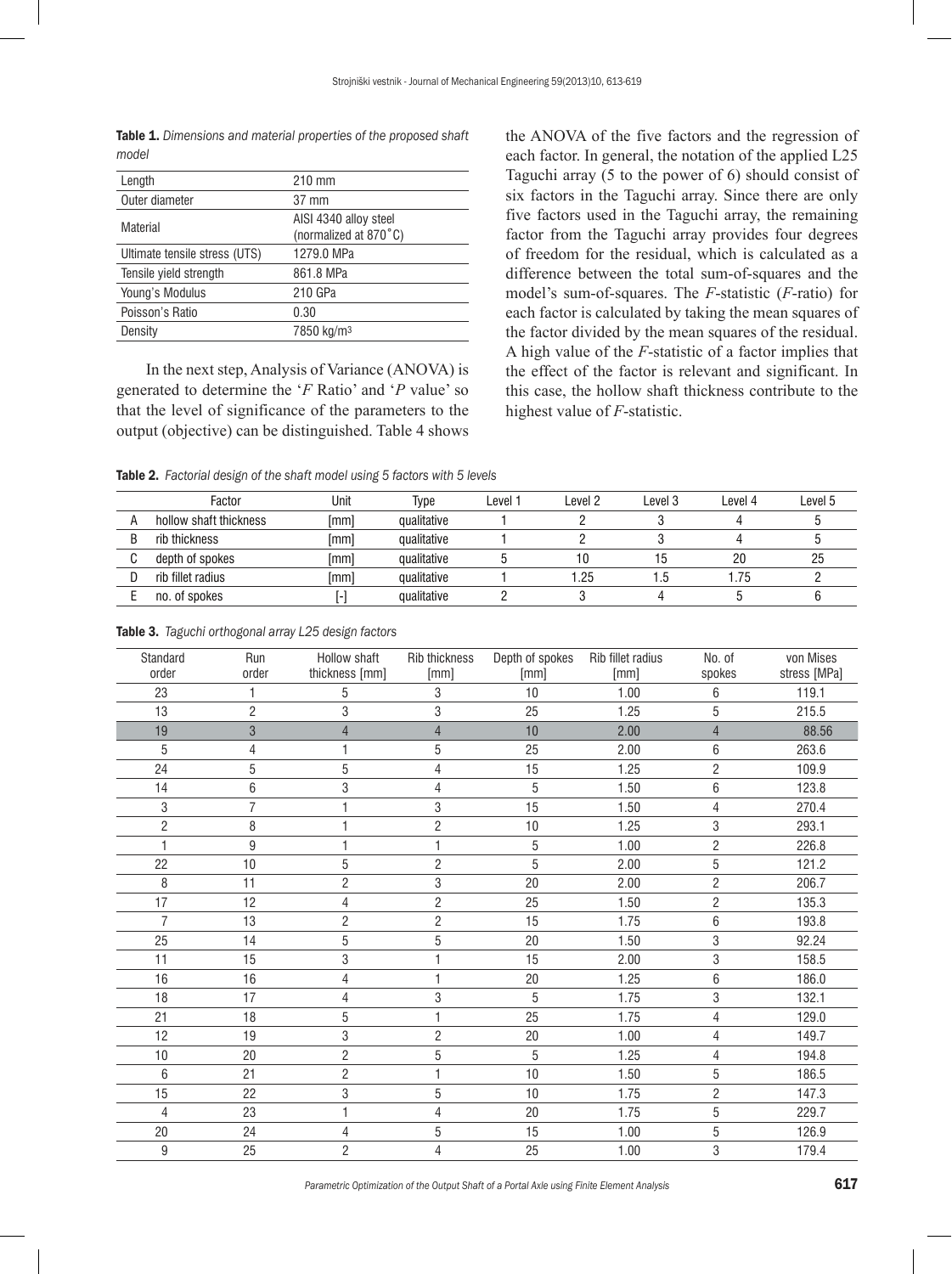**Table 1.** *Dimensions and material properties of the proposed shaft model*

| | |
|---|---|
| Length | 210 mm |
| Outer diameter | 37 mm |
| Material | AISI 4340 alloy steel (normalized at 870˚C) |
| Ultimate tensile stress (UTS) | 1279.0 MPa |
| Tensile yield strength | 861.8 MPa |
| Young's Modulus | 210 GPa |
| Poisson's Ratio | 0.30 |
| Density | 7850 kg/m³ |

In the next step, Analysis of Variance (ANOVA) is generated to determine the '*F* Ratio' and '*P* value' so that the level of significance of the parameters to the output (objective) can be distinguished. Table 4 shows the ANOVA of the five factors and the regression of each factor. In general, the notation of the applied L25 Taguchi array (5 to the power of 6) should consist of six factors in the Taguchi array. Since there are only five factors used in the Taguchi array, the remaining factor from the Taguchi array provides four degrees of freedom for the residual, which is calculated as a difference between the total sum-of-squares and the model's sum-of-squares. The *F*-statistic (*F*-ratio) for each factor is calculated by taking the mean squares of the factor divided by the mean squares of the residual. A high value of the *F*-statistic of a factor implies that the effect of the factor is relevant and significant. In this case, the hollow shaft thickness contribute to the highest value of *F*-statistic.

**Table 2.** *Factorial design of the shaft model using 5 factors with 5 levels*

| | Factor | Unit | Type | Level 1 | Level 2 | Level 3 | Level 4 | Level 5 |
|---|---|---|---|---|---|---|---|---|
| A | hollow shaft thickness | [mm] | qualitative | 1 | 2 | 3 | 4 | 5 |
| B | rib thickness | [mm] | qualitative | 1 | 2 | 3 | 4 | 5 |
| C | depth of spokes | [mm] | qualitative | 5 | 10 | 15 | 20 | 25 |
| D | rib fillet radius | [mm] | qualitative | 1 | 1.25 | 1.5 | 1.75 | 2 |
| E | no. of spokes | [-] | qualitative | 2 | 3 | 4 | 5 | 6 |

**Table 3.** *Taguchi orthogonal array L25 design factors*

| Standard order | Run order | Hollow shaft thickness [mm] | Rib thickness [mm] | Depth of spokes [mm] | Rib fillet radius [mm] | No. of spokes | von Mises stress [MPa] |
|---|---|---|---|---|---|---|---|
| 23 | 1 | 5 | 3 | 10 | 1.00 | 6 | 119.1 |
| 13 | 2 | 3 | 3 | 25 | 1.25 | 5 | 215.5 |
| 19 | 3 | 4 | 4 | 10 | 2.00 | 4 | 88.56 |
| 5 | 4 | 1 | 5 | 25 | 2.00 | 6 | 263.6 |
| 24 | 5 | 5 | 4 | 15 | 1.25 | 2 | 109.9 |
| 14 | 6 | 3 | 4 | 5 | 1.50 | 6 | 123.8 |
| 3 | 7 | 1 | 3 | 15 | 1.50 | 4 | 270.4 |
| 2 | 8 | 1 | 2 | 10 | 1.25 | 3 | 293.1 |
| 1 | 9 | 1 | 1 | 5 | 1.00 | 2 | 226.8 |
| 22 | 10 | 5 | 2 | 5 | 2.00 | 5 | 121.2 |
| 8 | 11 | 2 | 3 | 20 | 2.00 | 2 | 206.7 |
| 17 | 12 | 4 | 2 | 25 | 1.50 | 2 | 135.3 |
| 7 | 13 | 2 | 2 | 15 | 1.75 | 6 | 193.8 |
| 25 | 14 | 5 | 5 | 20 | 1.50 | 3 | 92.24 |
| 11 | 15 | 3 | 1 | 15 | 2.00 | 3 | 158.5 |
| 16 | 16 | 4 | 1 | 20 | 1.25 | 6 | 186.0 |
| 18 | 17 | 4 | 3 | 5 | 1.75 | 3 | 132.1 |
| 21 | 18 | 5 | 1 | 25 | 1.75 | 4 | 129.0 |
| 12 | 19 | 3 | 2 | 20 | 1.00 | 4 | 149.7 |
| 10 | 20 | 2 | 5 | 5 | 1.25 | 4 | 194.8 |
| 6 | 21 | 2 | 1 | 10 | 1.50 | 5 | 186.5 |
| 15 | 22 | 3 | 5 | 10 | 1.75 | 2 | 147.3 |
| 4 | 23 | 1 | 4 | 20 | 1.75 | 5 | 229.7 |
| 20 | 24 | 4 | 5 | 15 | 1.00 | 5 | 126.9 |
| 9 | 25 | 2 | 4 | 25 | 1.00 | 3 | 179.4 |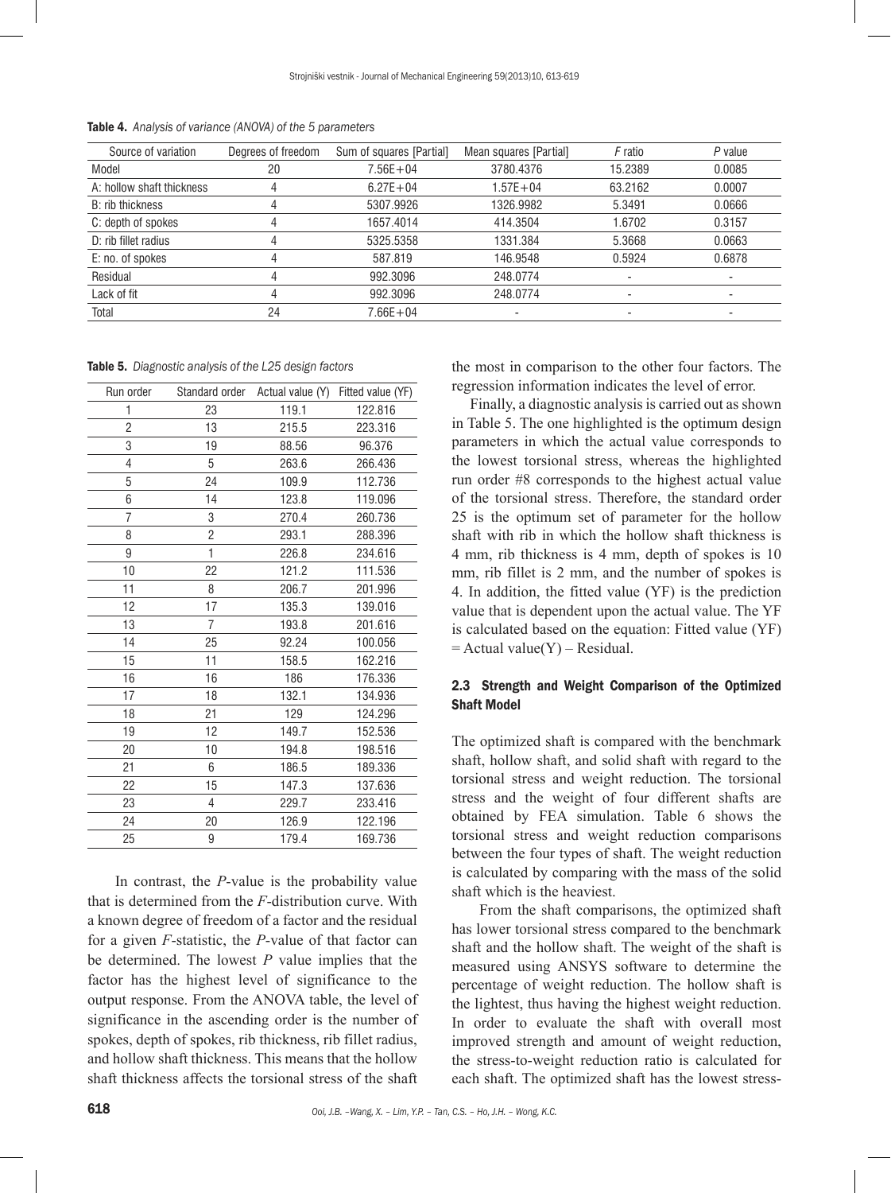Table 4. *Analysis of variance (ANOVA) of the 5 parameters*

| Source of variation | Degrees of freedom | Sum of squares [Partial] | Mean squares [Partial] | *F* ratio | *P* value |
|---|---|---|---|---|---|
| Model | 20 | 7.56E+04 | 3780.4376 | 15.2389 | 0.0085 |
| A: hollow shaft thickness | 4 | 6.27E+04 | 1.57E+04 | 63.2162 | 0.0007 |
| B: rib thickness | 4 | 5307.9926 | 1326.9982 | 5.3491 | 0.0666 |
| C: depth of spokes | 4 | 1657.4014 | 414.3504 | 1.6702 | 0.3157 |
| D: rib fillet radius | 4 | 5325.5358 | 1331.384 | 5.3668 | 0.0663 |
| E: no. of spokes | 4 | 587.819 | 146.9548 | 0.5924 | 0.6878 |
| Residual | 4 | 992.3096 | 248.0774 | - | - |
| Lack of fit | 4 | 992.3096 | 248.0774 | - | - |
| Total | 24 | 7.66E+04 | - | - | - |

Table 5. *Diagnostic analysis of the L25 design factors*

| Run order | Standard order | Actual value (Y) | Fitted value (YF) |
|---|---|---|---|
| 1 | 23 | 119.1 | 122.816 |
| 2 | 13 | 215.5 | 223.316 |
| 3 | 19 | 88.56 | 96.376 |
| 4 | 5 | 263.6 | 266.436 |
| 5 | 24 | 109.9 | 112.736 |
| 6 | 14 | 123.8 | 119.096 |
| 7 | 3 | 270.4 | 260.736 |
| 8 | 2 | 293.1 | 288.396 |
| 9 | 1 | 226.8 | 234.616 |
| 10 | 22 | 121.2 | 111.536 |
| 11 | 8 | 206.7 | 201.996 |
| 12 | 17 | 135.3 | 139.016 |
| 13 | 7 | 193.8 | 201.616 |
| 14 | 25 | 92.24 | 100.056 |
| 15 | 11 | 158.5 | 162.216 |
| 16 | 16 | 186 | 176.336 |
| 17 | 18 | 132.1 | 134.936 |
| 18 | 21 | 129 | 124.296 |
| 19 | 12 | 149.7 | 152.536 |
| 20 | 10 | 194.8 | 198.516 |
| 21 | 6 | 186.5 | 189.336 |
| 22 | 15 | 147.3 | 137.636 |
| 23 | 4 | 229.7 | 233.416 |
| 24 | 20 | 126.9 | 122.196 |
| 25 | 9 | 179.4 | 169.736 |

In contrast, the *P*-value is the probability value that is determined from the *F*-distribution curve. With a known degree of freedom of a factor and the residual for a given *F*-statistic, the *P*-value of that factor can be determined. The lowest *P* value implies that the factor has the highest level of significance to the output response. From the ANOVA table, the level of significance in the ascending order is the number of spokes, depth of spokes, rib thickness, rib fillet radius, and hollow shaft thickness. This means that the hollow shaft thickness affects the torsional stress of the shaft the most in comparison to the other four factors. The regression information indicates the level of error.

Finally, a diagnostic analysis is carried out as shown in Table 5. The one highlighted is the optimum design parameters in which the actual value corresponds to the lowest torsional stress, whereas the highlighted run order #8 corresponds to the highest actual value of the torsional stress. Therefore, the standard order 25 is the optimum set of parameter for the hollow shaft with rib in which the hollow shaft thickness is 4 mm, rib thickness is 4 mm, depth of spokes is 10 mm, rib fillet is 2 mm, and the number of spokes is 4. In addition, the fitted value (YF) is the prediction value that is dependent upon the actual value. The YF is calculated based on the equation: Fitted value (YF) = Actual value(Y) – Residual.

### 2.3 Strength and Weight Comparison of the Optimized Shaft Model

The optimized shaft is compared with the benchmark shaft, hollow shaft, and solid shaft with regard to the torsional stress and weight reduction. The torsional stress and the weight of four different shafts are obtained by FEA simulation. Table 6 shows the torsional stress and weight reduction comparisons between the four types of shaft. The weight reduction is calculated by comparing with the mass of the solid shaft which is the heaviest.

From the shaft comparisons, the optimized shaft has lower torsional stress compared to the benchmark shaft and the hollow shaft. The weight of the shaft is measured using ANSYS software to determine the percentage of weight reduction. The hollow shaft is the lightest, thus having the highest weight reduction. In order to evaluate the shaft with overall most improved strength and amount of weight reduction, the stress-to-weight reduction ratio is calculated for each shaft. The optimized shaft has the lowest stress-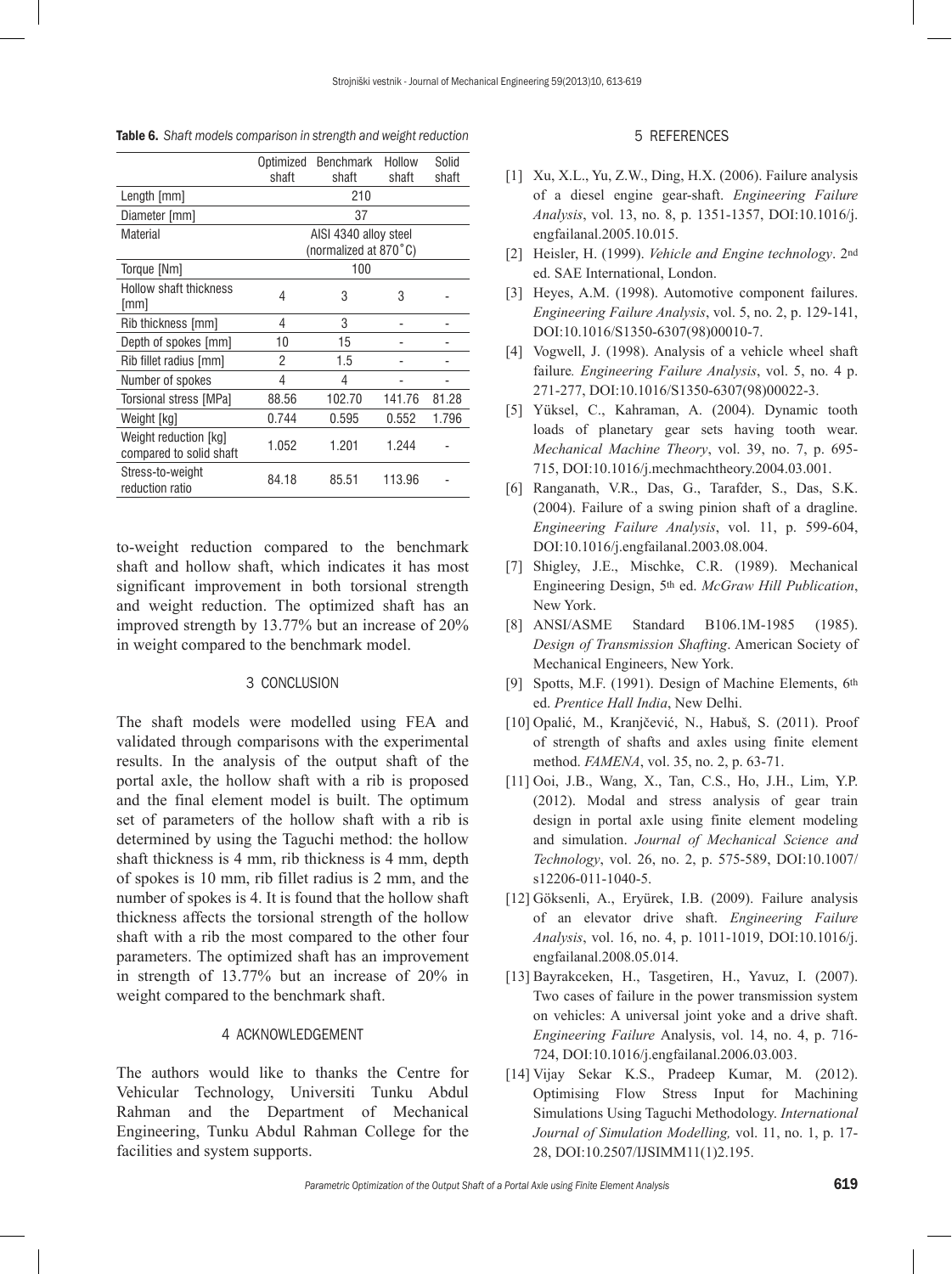**Table 6.** *Shaft models comparison in strength and weight reduction*

| | Optimized shaft | Benchmark shaft | Hollow shaft | Solid shaft |
|---|---|---|---|---|
| Length [mm] | 210 | | | |
| Diameter [mm] | 37 | | | |
| Material | AISI 4340 alloy steel (normalized at 870˚C) | | | |
| Torque [Nm] | 100 | | | |
| Hollow shaft thickness [mm] | 4 | 3 | 3 | - |
| Rib thickness [mm] | 4 | 3 | - | - |
| Depth of spokes [mm] | 10 | 15 | - | - |
| Rib fillet radius [mm] | 2 | 1.5 | - | - |
| Number of spokes | 4 | 4 | - | - |
| Torsional stress [MPa] | 88.56 | 102.70 | 141.76 | 81.28 |
| Weight [kg] | 0.744 | 0.595 | 0.552 | 1.796 |
| Weight reduction [kg] compared to solid shaft | 1.052 | 1.201 | 1.244 | - |
| Stress-to-weight reduction ratio | 84.18 | 85.51 | 113.96 | - |

to-weight reduction compared to the benchmark shaft and hollow shaft, which indicates it has most significant improvement in both torsional strength and weight reduction. The optimized shaft has an improved strength by 13.77% but an increase of 20% in weight compared to the benchmark model.

## 3 CONCLUSION

The shaft models were modelled using FEA and validated through comparisons with the experimental results. In the analysis of the output shaft of the portal axle, the hollow shaft with a rib is proposed and the final element model is built. The optimum set of parameters of the hollow shaft with a rib is determined by using the Taguchi method: the hollow shaft thickness is 4 mm, rib thickness is 4 mm, depth of spokes is 10 mm, rib fillet radius is 2 mm, and the number of spokes is 4. It is found that the hollow shaft thickness affects the torsional strength of the hollow shaft with a rib the most compared to the other four parameters. The optimized shaft has an improvement in strength of 13.77% but an increase of 20% in weight compared to the benchmark shaft.

## 4 ACKNOWLEDGEMENT

The authors would like to thanks the Centre for Vehicular Technology, Universiti Tunku Abdul Rahman and the Department of Mechanical Engineering, Tunku Abdul Rahman College for the facilities and system supports.

## 5 REFERENCES

[1] Xu, X.L., Yu, Z.W., Ding, H.X. (2006). Failure analysis of a diesel engine gear-shaft. *Engineering Failure Analysis*, vol. 13, no. 8, p. 1351-1357, DOI:10.1016/j.engfailanal.2005.10.015.

[2] Heisler, H. (1999). *Vehicle and Engine technology*. 2nd ed. SAE International, London.

[3] Heyes, A.M. (1998). Automotive component failures. *Engineering Failure Analysis*, vol. 5, no. 2, p. 129-141, DOI:10.1016/S1350-6307(98)00010-7.

[4] Vogwell, J. (1998). Analysis of a vehicle wheel shaft failure*. Engineering Failure Analysis*, vol. 5, no. 4 p. 271-277, DOI:10.1016/S1350-6307(98)00022-3.

[5] Yüksel, C., Kahraman, A. (2004). Dynamic tooth loads of planetary gear sets having tooth wear. *Mechanical Machine Theory*, vol. 39, no. 7, p. 695-715, DOI:10.1016/j.mechmachtheory.2004.03.001.

[6] Ranganath, V.R., Das, G., Tarafder, S., Das, S.K. (2004). Failure of a swing pinion shaft of a dragline. *Engineering Failure Analysis*, vol. 11, p. 599-604, DOI:10.1016/j.engfailanal.2003.08.004.

[7] Shigley, J.E., Mischke, C.R. (1989). Mechanical Engineering Design, 5th ed. *McGraw Hill Publication*, New York.

[8] ANSI/ASME Standard B106.1M-1985 (1985). *Design of Transmission Shafting*. American Society of Mechanical Engineers, New York.

[9] Spotts, M.F. (1991). Design of Machine Elements, 6th ed. *Prentice Hall India*, New Delhi.

[10] Opalić, M., Kranjčević, N., Habuš, S. (2011). Proof of strength of shafts and axles using finite element method. *FAMENA*, vol. 35, no. 2, p. 63-71.

[11] Ooi, J.B., Wang, X., Tan, C.S., Ho, J.H., Lim, Y.P. (2012). Modal and stress analysis of gear train design in portal axle using finite element modeling and simulation. *Journal of Mechanical Science and Technology*, vol. 26, no. 2, p. 575-589, DOI:10.1007/s12206-011-1040-5.

[12] Göksenli, A., Eryürek, I.B. (2009). Failure analysis of an elevator drive shaft. *Engineering Failure Analysis*, vol. 16, no. 4, p. 1011-1019, DOI:10.1016/j.engfailanal.2008.05.014.

[13] Bayrakceken, H., Tasgetiren, H., Yavuz, I. (2007). Two cases of failure in the power transmission system on vehicles: A universal joint yoke and a drive shaft. *Engineering Failure* Analysis, vol. 14, no. 4, p. 716-724, DOI:10.1016/j.engfailanal.2006.03.003.

[14] Vijay Sekar K.S., Pradeep Kumar, M. (2012). Optimising Flow Stress Input for Machining Simulations Using Taguchi Methodology. *International Journal of Simulation Modelling,* vol. 11, no. 1, p. 17-28, DOI:10.2507/IJSIMM11(1)2.195.